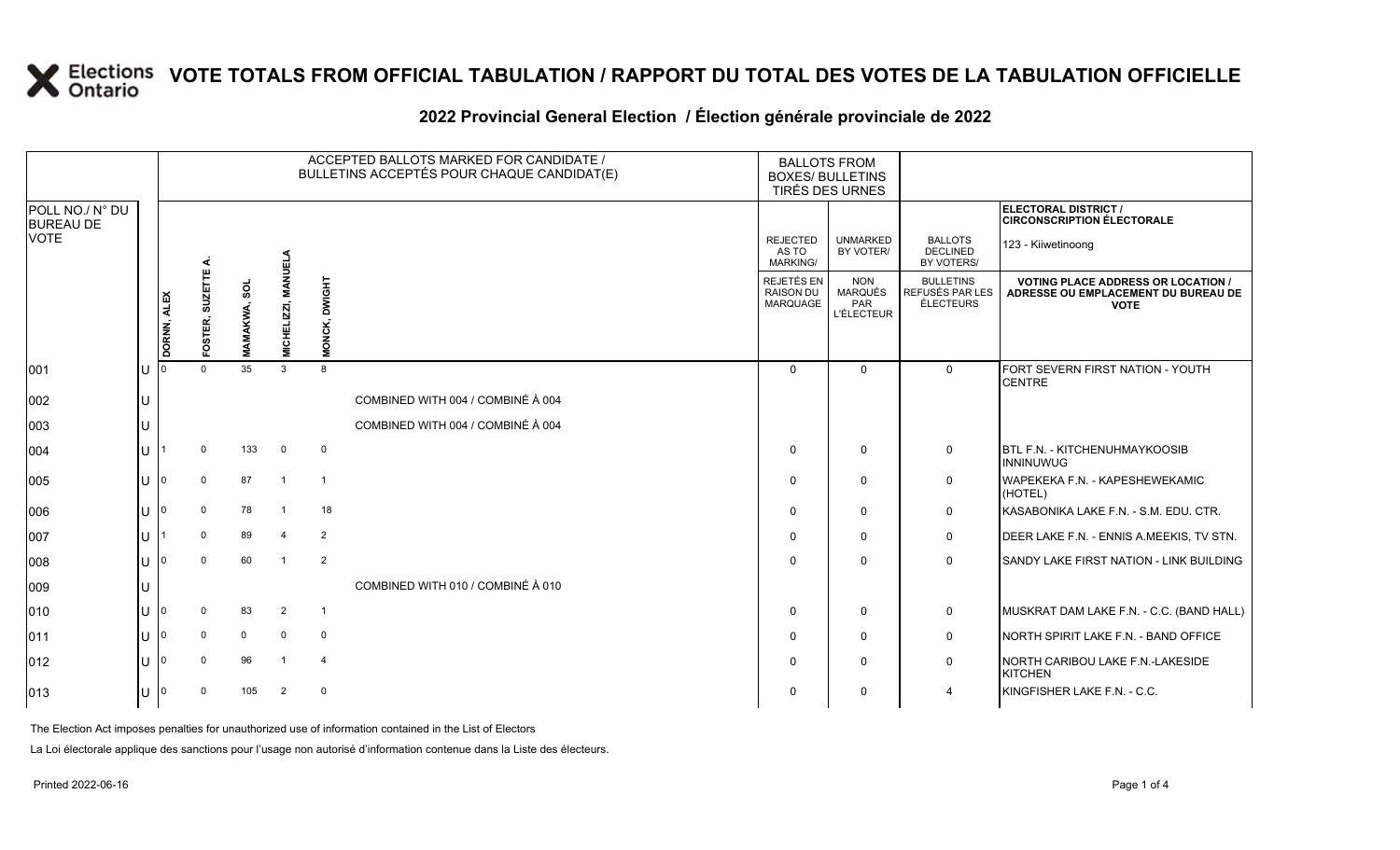# VOTE TOTALS FROM OFFICIAL TABULATION / RAPPORT DU TOTAL DES VOTES DE LA TABULATION OFFICIELLE

## 2022 Provincial General Election / Élection générale provinciale de 2022

| POLL NO./ N° DU BUREAU DE VOTE | | ACCEPTED BALLOTS MARKED FOR CANDIDATE / BULLETINS ACCEPTÉS POUR CHAQUE CANDIDAT(E) | | | | | | BALLOTS FROM BOXES/ BULLETINS TIRÉS DES URNES | | | ELECTORAL DISTRICT / CIRCONSCRIPTION ÉLECTORALE 123 - Kiiwetinoong |
|---|---|---|---|---|---|---|---|---|---|---|---|
| | | DORNN, ALEX | FOSTER, SUZETTE A. | MAMAKWA, SOL | MICHELIZZI, MANUELA | MONCK, DWIGHT | | REJECTED AS TO MARKING/ REJETÉS EN RAISON DU MARQUAGE | UNMARKED BY VOTER/ NON MARQUÉS PAR L'ÉLECTEUR | BALLOTS DECLINED BY VOTERS/ BULLETINS REFUSÉS PAR LES ÉLECTEURS | VOTING PLACE ADDRESS OR LOCATION / ADRESSE OU EMPLACEMENT DU BUREAU DE VOTE |
| 001 | U | 0 | 0 | 35 | 3 | 8 | | 0 | 0 | 0 | FORT SEVERN FIRST NATION - YOUTH CENTRE |
| 002 | U | | | | | | COMBINED WITH 004 / COMBINÉ À 004 | | | | |
| 003 | U | | | | | | COMBINED WITH 004 / COMBINÉ À 004 | | | | |
| 004 | U | 1 | 0 | 133 | 0 | 0 | | 0 | 0 | 0 | BTL F.N. - KITCHENUHMAYKOOSIB INNINUWUG |
| 005 | U | 0 | 0 | 87 | 1 | 1 | | 0 | 0 | 0 | WAPEKEKA F.N. - KAPESHEWEKAMIC (HOTEL) |
| 006 | U | 0 | 0 | 78 | 1 | 18 | | 0 | 0 | 0 | KASABONIKA LAKE F.N. - S.M. EDU. CTR. |
| 007 | U | 1 | 0 | 89 | 4 | 2 | | 0 | 0 | 0 | DEER LAKE F.N. - ENNIS A.MEEKIS, TV STN. |
| 008 | U | 0 | 0 | 60 | 1 | 2 | | 0 | 0 | 0 | SANDY LAKE FIRST NATION - LINK BUILDING |
| 009 | U | | | | | | COMBINED WITH 010 / COMBINÉ À 010 | | | | |
| 010 | U | 0 | 0 | 83 | 2 | 1 | | 0 | 0 | 0 | MUSKRAT DAM LAKE F.N. - C.C. (BAND HALL) |
| 011 | U | 0 | 0 | 0 | 0 | 0 | | 0 | 0 | 0 | NORTH SPIRIT LAKE F.N. - BAND OFFICE |
| 012 | U | 0 | 0 | 96 | 1 | 4 | | 0 | 0 | 0 | NORTH CARIBOU LAKE F.N.-LAKESIDE KITCHEN |
| 013 | U | 0 | 0 | 105 | 2 | 0 | | 0 | 0 | 4 | KINGFISHER LAKE F.N. - C.C. |

The Election Act imposes penalties for unauthorized use of information contained in the List of Electors

La Loi électorale applique des sanctions pour l'usage non autorisé d'information contenue dans la Liste des électeurs.

Printed 2022-06-16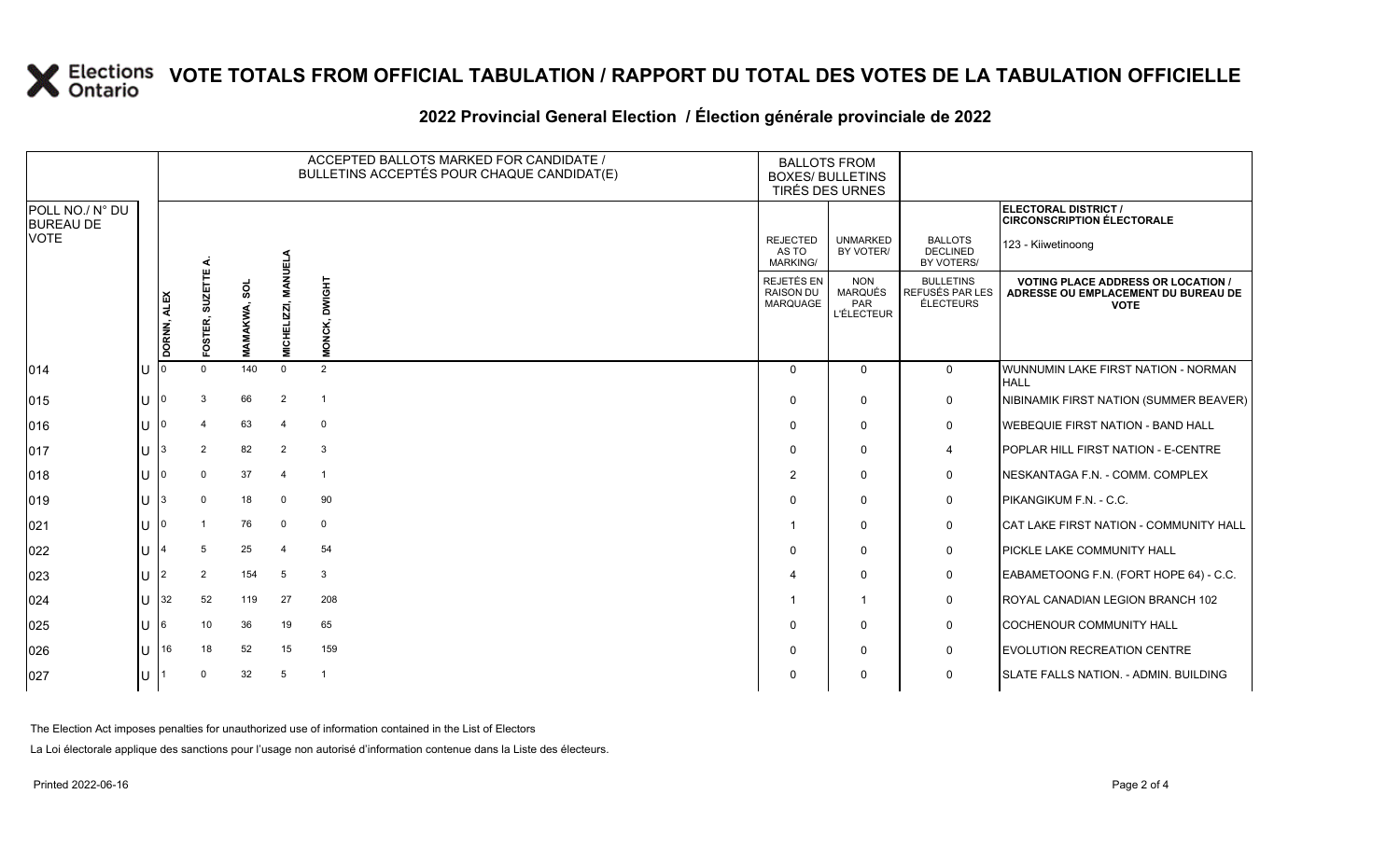# VOTE TOTALS FROM OFFICIAL TABULATION / RAPPORT DU TOTAL DES VOTES DE LA TABULATION OFFICIELLE

## 2022 Provincial General Election / Élection générale provinciale de 2022

| POLL NO./ N° DU BUREAU DE VOTE | | ACCEPTED BALLOTS MARKED FOR CANDIDATE / BULLETINS ACCEPTÉS POUR CHAQUE CANDIDAT(E) | | | | | BALLOTS FROM BOXES/ BULLETINS TIRÉS DES URNES | | | ELECTORAL DISTRICT / CIRCONSCRIPTION ÉLECTORALE 123 - Kiiwetinoong |
|---|---|---|---|---|---|---|---|---|---|---|
| | | DORNN, ALEX | FOSTER, SUZETTE A. | MAMAKWA, SOL | MICHELIZZI, MANUELA | MONCK, DWIGHT | REJECTED AS TO MARKING/ REJETÉS EN RAISON DU MARQUAGE | UNMARKED BY VOTER/ NON MARQUÉS PAR L'ÉLECTEUR | BALLOTS DECLINED BY VOTERS/ BULLETINS REFUSÉS PAR LES ÉLECTEURS | VOTING PLACE ADDRESS OR LOCATION / ADRESSE OU EMPLACEMENT DU BUREAU DE VOTE |
| 014 | U | 0 | 0 | 140 | 0 | 2 | 0 | 0 | 0 | WUNNUMIN LAKE FIRST NATION - NORMAN HALL |
| 015 | U | 0 | 3 | 66 | 2 | 1 | 0 | 0 | 0 | NIBINAMIK FIRST NATION (SUMMER BEAVER) |
| 016 | U | 0 | 4 | 63 | 4 | 0 | 0 | 0 | 0 | WEBEQUIE FIRST NATION - BAND HALL |
| 017 | U | 3 | 2 | 82 | 2 | 3 | 0 | 0 | 4 | POPLAR HILL FIRST NATION - E-CENTRE |
| 018 | U | 0 | 0 | 37 | 4 | 1 | 2 | 0 | 0 | NESKANTAGA F.N. - COMM. COMPLEX |
| 019 | U | 3 | 0 | 18 | 0 | 90 | 0 | 0 | 0 | PIKANGIKUM F.N. - C.C. |
| 021 | U | 0 | 1 | 76 | 0 | 0 | 1 | 0 | 0 | CAT LAKE FIRST NATION - COMMUNITY HALL |
| 022 | U | 4 | 5 | 25 | 4 | 54 | 0 | 0 | 0 | PICKLE LAKE COMMUNITY HALL |
| 023 | U | 2 | 2 | 154 | 5 | 3 | 4 | 0 | 0 | EABAMETOONG F.N. (FORT HOPE 64) - C.C. |
| 024 | U | 32 | 52 | 119 | 27 | 208 | 1 | 1 | 0 | ROYAL CANADIAN LEGION BRANCH 102 |
| 025 | U | 6 | 10 | 36 | 19 | 65 | 0 | 0 | 0 | COCHENOUR COMMUNITY HALL |
| 026 | U | 16 | 18 | 52 | 15 | 159 | 0 | 0 | 0 | EVOLUTION RECREATION CENTRE |
| 027 | U | 1 | 0 | 32 | 5 | 1 | 0 | 0 | 0 | SLATE FALLS NATION. - ADMIN. BUILDING |

The Election Act imposes penalties for unauthorized use of information contained in the List of Electors

La Loi électorale applique des sanctions pour l'usage non autorisé d'information contenue dans la Liste des électeurs.

Printed 2022-06-16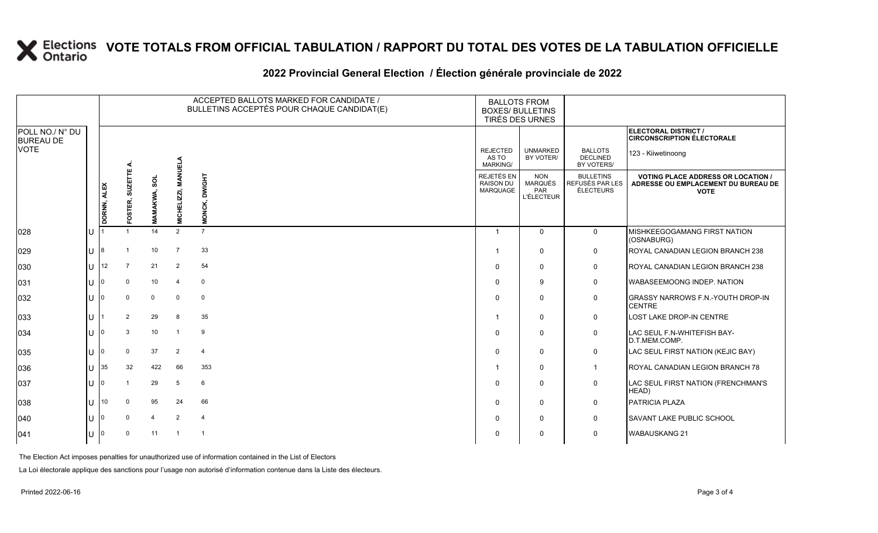# VOTE TOTALS FROM OFFICIAL TABULATION / RAPPORT DU TOTAL DES VOTES DE LA TABULATION OFFICIELLE

## 2022 Provincial General Election / Élection générale provinciale de 2022

ELECTORAL DISTRICT / CIRCONSCRIPTION ÉLECTORALE: 123 - Kiiwetinoong

| POLL NO./ N° DU BUREAU DE VOTE | | ACCEPTED BALLOTS MARKED FOR CANDIDATE / BULLETINS ACCEPTÉS POUR CHAQUE CANDIDAT(E) | | | | | BALLOTS FROM BOXES/ BULLETINS TIRÉS DES URNES | | | |
|---|---|---|---|---|---|---|---|---|---|---|
| | | DORNN, ALEX | FOSTER, SUZETTE A. | MAMAKWA, SOL | MICHELIZZI, MANUELA | MONCK, DWIGHT | REJECTED AS TO MARKING/ REJETÉS EN RAISON DU MARQUAGE | UNMARKED BY VOTER/ NON MARQUÉS PAR L'ÉLECTEUR | BALLOTS DECLINED BY VOTERS/ BULLETINS REFUSÉS PAR LES ÉLECTEURS | VOTING PLACE ADDRESS OR LOCATION / ADRESSE OU EMPLACEMENT DU BUREAU DE VOTE |
| 028 | U | 1 | 1 | 14 | 2 | 7 | 1 | 0 | 0 | MISHKEEGOGAMANG FIRST NATION (OSNABURG) |
| 029 | U | 8 | 1 | 10 | 7 | 33 | 1 | 0 | 0 | ROYAL CANADIAN LEGION BRANCH 238 |
| 030 | U | 12 | 7 | 21 | 2 | 54 | 0 | 0 | 0 | ROYAL CANADIAN LEGION BRANCH 238 |
| 031 | U | 0 | 0 | 10 | 4 | 0 | 0 | 9 | 0 | WABASEEMOONG INDEP. NATION |
| 032 | U | 0 | 0 | 0 | 0 | 0 | 0 | 0 | 0 | GRASSY NARROWS F.N.-YOUTH DROP-IN CENTRE |
| 033 | U | 1 | 2 | 29 | 8 | 35 | 1 | 0 | 0 | LOST LAKE DROP-IN CENTRE |
| 034 | U | 0 | 3 | 10 | 1 | 9 | 0 | 0 | 0 | LAC SEUL F.N-WHITEFISH BAY-D.T.MEM.COMP. |
| 035 | U | 0 | 0 | 37 | 2 | 4 | 0 | 0 | 0 | LAC SEUL FIRST NATION (KEJIC BAY) |
| 036 | U | 35 | 32 | 422 | 66 | 353 | 1 | 0 | 1 | ROYAL CANADIAN LEGION BRANCH 78 |
| 037 | U | 0 | 1 | 29 | 5 | 6 | 0 | 0 | 0 | LAC SEUL FIRST NATION (FRENCHMAN'S HEAD) |
| 038 | U | 10 | 0 | 95 | 24 | 66 | 0 | 0 | 0 | PATRICIA PLAZA |
| 040 | U | 0 | 0 | 4 | 2 | 4 | 0 | 0 | 0 | SAVANT LAKE PUBLIC SCHOOL |
| 041 | U | 0 | 0 | 11 | 1 | 1 | 0 | 0 | 0 | WABAUSKANG 21 |

The Election Act imposes penalties for unauthorized use of information contained in the List of Electors

La Loi électorale applique des sanctions pour l'usage non autorisé d'information contenue dans la Liste des électeurs.

Printed 2022-06-16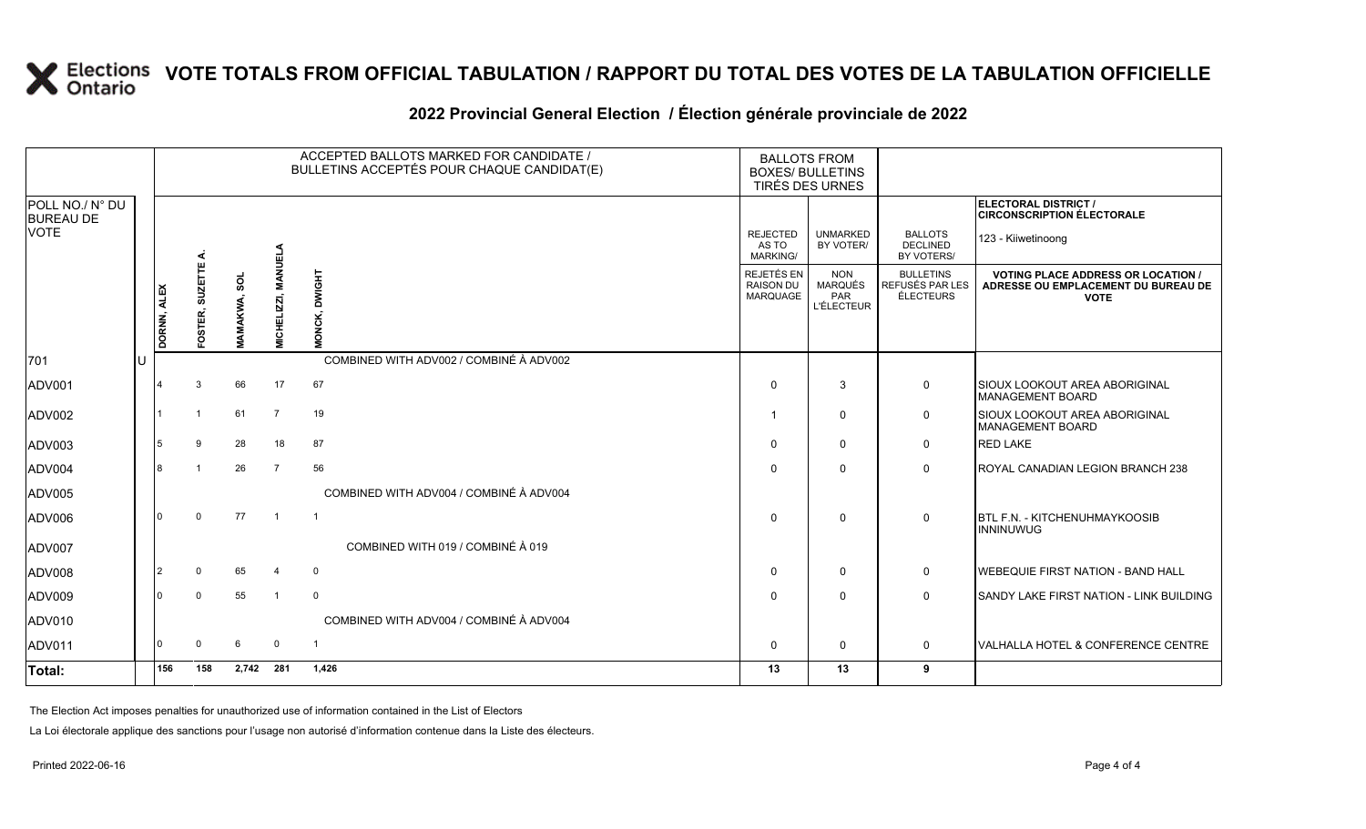# VOTE TOTALS FROM OFFICIAL TABULATION / RAPPORT DU TOTAL DES VOTES DE LA TABULATION OFFICIELLE

## 2022 Provincial General Election / Élection générale provinciale de 2022

| POLL NO./ N° DU BUREAU DE VOTE | | ACCEPTED BALLOTS MARKED FOR CANDIDATE / BULLETINS ACCEPTÉS POUR CHAQUE CANDIDAT(E) | | | | | BALLOTS FROM BOXES/ BULLETINS TIRÉS DES URNES | | | ELECTORAL DISTRICT / CIRCONSCRIPTION ÉLECTORALE 123 - Kiiwetinoong |
|---|---|---|---|---|---|---|---|---|---|---|
| | | DORNN, ALEX | FOSTER, SUZETTE A. | MAMAKWA, SOL | MICHELIZZI, MANUELA | MONCK, DWIGHT | REJECTED AS TO MARKING/ REJETÉS EN RAISON DU MARQUAGE | UNMARKED BY VOTER/ NON MARQUÉS PAR L'ÉLECTEUR | BALLOTS DECLINED BY VOTERS/ BULLETINS REFUSÉS PAR LES ÉLECTEURS | VOTING PLACE ADDRESS OR LOCATION / ADRESSE OU EMPLACEMENT DU BUREAU DE VOTE |
| 701 | U | COMBINED WITH ADV002 / COMBINÉ À ADV002 | | | | | | | | |
| ADV001 | | 4 | 3 | 66 | 17 | 67 | 0 | 3 | 0 | SIOUX LOOKOUT AREA ABORIGINAL MANAGEMENT BOARD |
| ADV002 | | 1 | 1 | 61 | 7 | 19 | 1 | 0 | 0 | SIOUX LOOKOUT AREA ABORIGINAL MANAGEMENT BOARD |
| ADV003 | | 5 | 9 | 28 | 18 | 87 | 0 | 0 | 0 | RED LAKE |
| ADV004 | | 8 | 1 | 26 | 7 | 56 | 0 | 0 | 0 | ROYAL CANADIAN LEGION BRANCH 238 |
| ADV005 | | COMBINED WITH ADV004 / COMBINÉ À ADV004 | | | | | | | | |
| ADV006 | | 0 | 0 | 77 | 1 | 1 | 0 | 0 | 0 | BTL F.N. - KITCHENUHMAYKOOSIB INNINUWUG |
| ADV007 | | COMBINED WITH 019 / COMBINÉ À 019 | | | | | | | | |
| ADV008 | | 2 | 0 | 65 | 4 | 0 | 0 | 0 | 0 | WEBEQUIE FIRST NATION - BAND HALL |
| ADV009 | | 0 | 0 | 55 | 1 | 0 | 0 | 0 | 0 | SANDY LAKE FIRST NATION - LINK BUILDING |
| ADV010 | | COMBINED WITH ADV004 / COMBINÉ À ADV004 | | | | | | | | |
| ADV011 | | 0 | 0 | 6 | 0 | 1 | 0 | 0 | 0 | VALHALLA HOTEL & CONFERENCE CENTRE |
| **Total:** | | **156** | **158** | **2,742** | **281** | **1,426** | **13** | **13** | **9** | |

The Election Act imposes penalties for unauthorized use of information contained in the List of Electors

La Loi électorale applique des sanctions pour l'usage non autorisé d'information contenue dans la Liste des électeurs.

Printed 2022-06-16